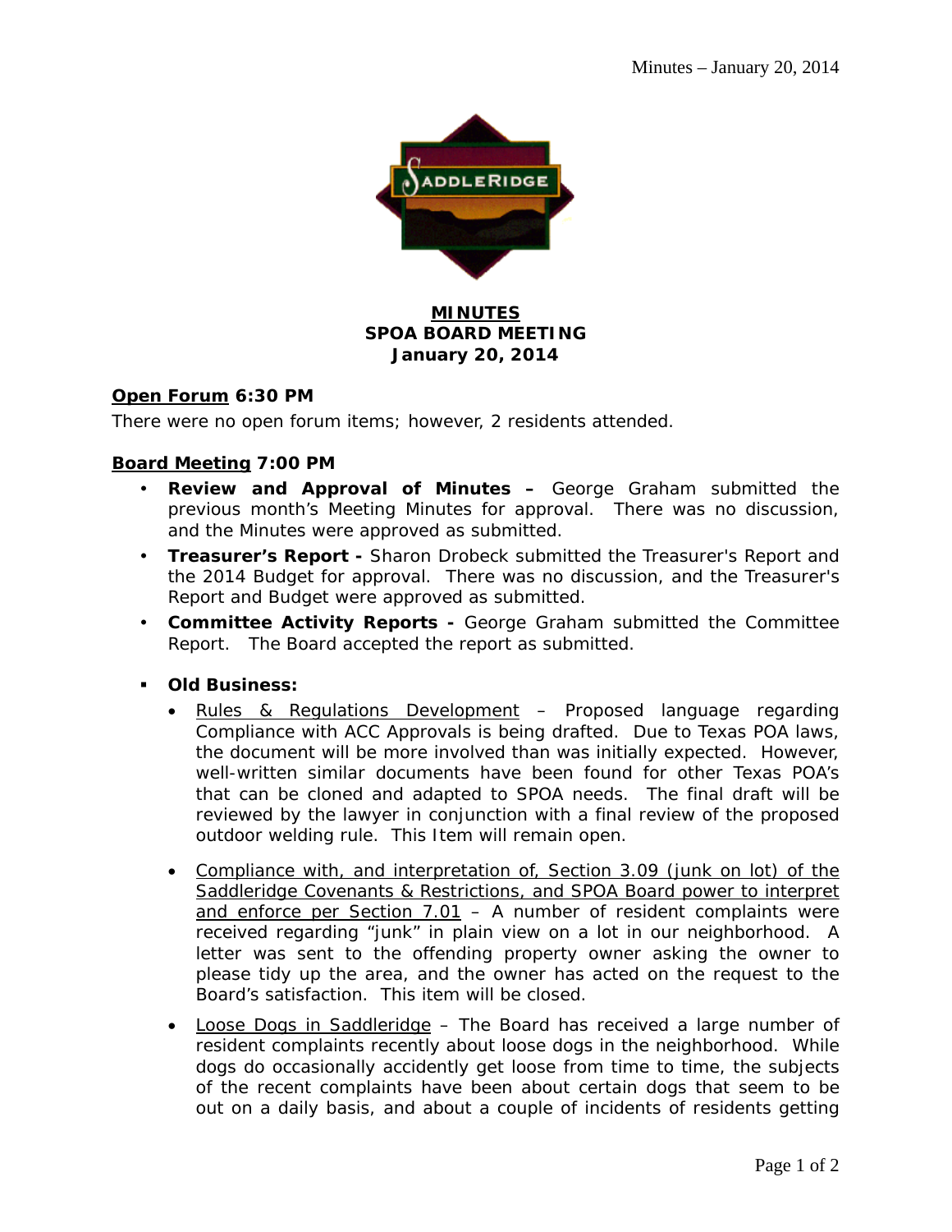# MINUTES
## SPOA BOARD MEETING
## January 20, 2014

**Open Forum 6:30 PM**

There were no open forum items; however, 2 residents attended.

**Board Meeting 7:00 PM**

- **Review and Approval of Minutes –** George Graham submitted the previous month's Meeting Minutes for approval. There was no discussion, and the Minutes were approved as submitted.
- **Treasurer's Report -** Sharon Drobeck submitted the Treasurer's Report and the 2014 Budget for approval. There was no discussion, and the Treasurer's Report and Budget were approved as submitted.
- **Committee Activity Reports -** George Graham submitted the Committee Report. The Board accepted the report as submitted.
- **Old Business:**
  - Rules & Regulations Development – Proposed language regarding Compliance with ACC Approvals is being drafted. Due to Texas POA laws, the document will be more involved than was initially expected. However, well-written similar documents have been found for other Texas POA's that can be cloned and adapted to SPOA needs. The final draft will be reviewed by the lawyer in conjunction with a final review of the proposed outdoor welding rule. This Item will remain open.
  - Compliance with, and interpretation of, Section 3.09 (junk on lot) of the Saddleridge Covenants & Restrictions, and SPOA Board power to interpret and enforce per Section 7.01 – A number of resident complaints were received regarding "junk" in plain view on a lot in our neighborhood. A letter was sent to the offending property owner asking the owner to please tidy up the area, and the owner has acted on the request to the Board's satisfaction. This item will be closed.
  - Loose Dogs in Saddleridge – The Board has received a large number of resident complaints recently about loose dogs in the neighborhood. While dogs do occasionally accidently get loose from time to time, the subjects of the recent complaints have been about certain dogs that seem to be out on a daily basis, and about a couple of incidents of residents getting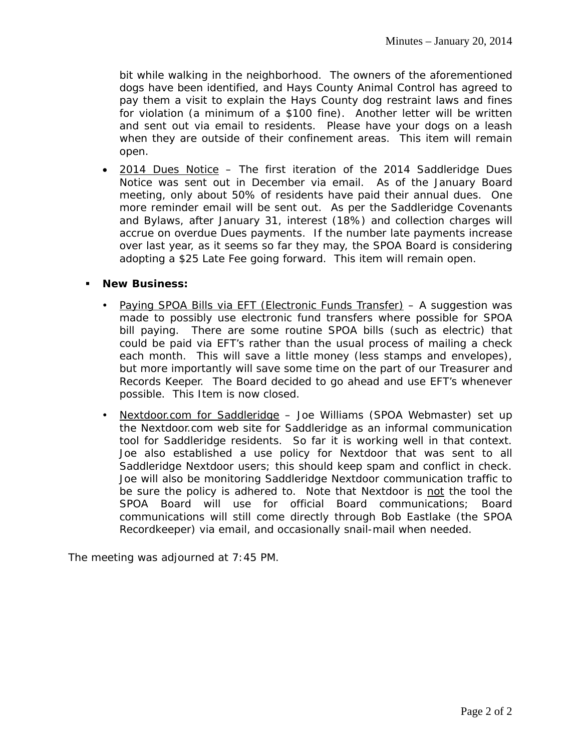bit while walking in the neighborhood. The owners of the aforementioned dogs have been identified, and Hays County Animal Control has agreed to pay them a visit to explain the Hays County dog restraint laws and fines for violation (a minimum of a $100 fine). Another letter will be written and sent out via email to residents. Please have your dogs on a leash when they are outside of their confinement areas. This item will remain open.

- <u>2014 Dues Notice</u> – The first iteration of the 2014 Saddleridge Dues Notice was sent out in December via email. As of the January Board meeting, only about 50% of residents have paid their annual dues. One more reminder email will be sent out. As per the Saddleridge Covenants and Bylaws, after January 31, interest (18%) and collection charges will accrue on overdue Dues payments. If the number late payments increase over last year, as it seems so far they may, the SPOA Board is considering adopting a $25 Late Fee going forward. This item will remain open.

- **New Business:**

  - <u>Paying SPOA Bills via EFT (Electronic Funds Transfer)</u> – A suggestion was made to possibly use electronic fund transfers where possible for SPOA bill paying. There are some routine SPOA bills (such as electric) that could be paid via EFT's rather than the usual process of mailing a check each month. This will save a little money (less stamps and envelopes), but more importantly will save some time on the part of our Treasurer and Records Keeper. The Board decided to go ahead and use EFT's whenever possible. This Item is now closed.

  - <u>Nextdoor.com for Saddleridge</u> – Joe Williams (SPOA Webmaster) set up the Nextdoor.com web site for Saddleridge as an informal communication tool for Saddleridge residents. So far it is working well in that context. Joe also established a use policy for Nextdoor that was sent to all Saddleridge Nextdoor users; this should keep spam and conflict in check. Joe will also be monitoring Saddleridge Nextdoor communication traffic to be sure the policy is adhered to. Note that Nextdoor is <u>not</u> the tool the SPOA Board will use for official Board communications; Board communications will still come directly through Bob Eastlake (the SPOA Recordkeeper) via email, and occasionally snail-mail when needed.

The meeting was adjourned at 7:45 PM.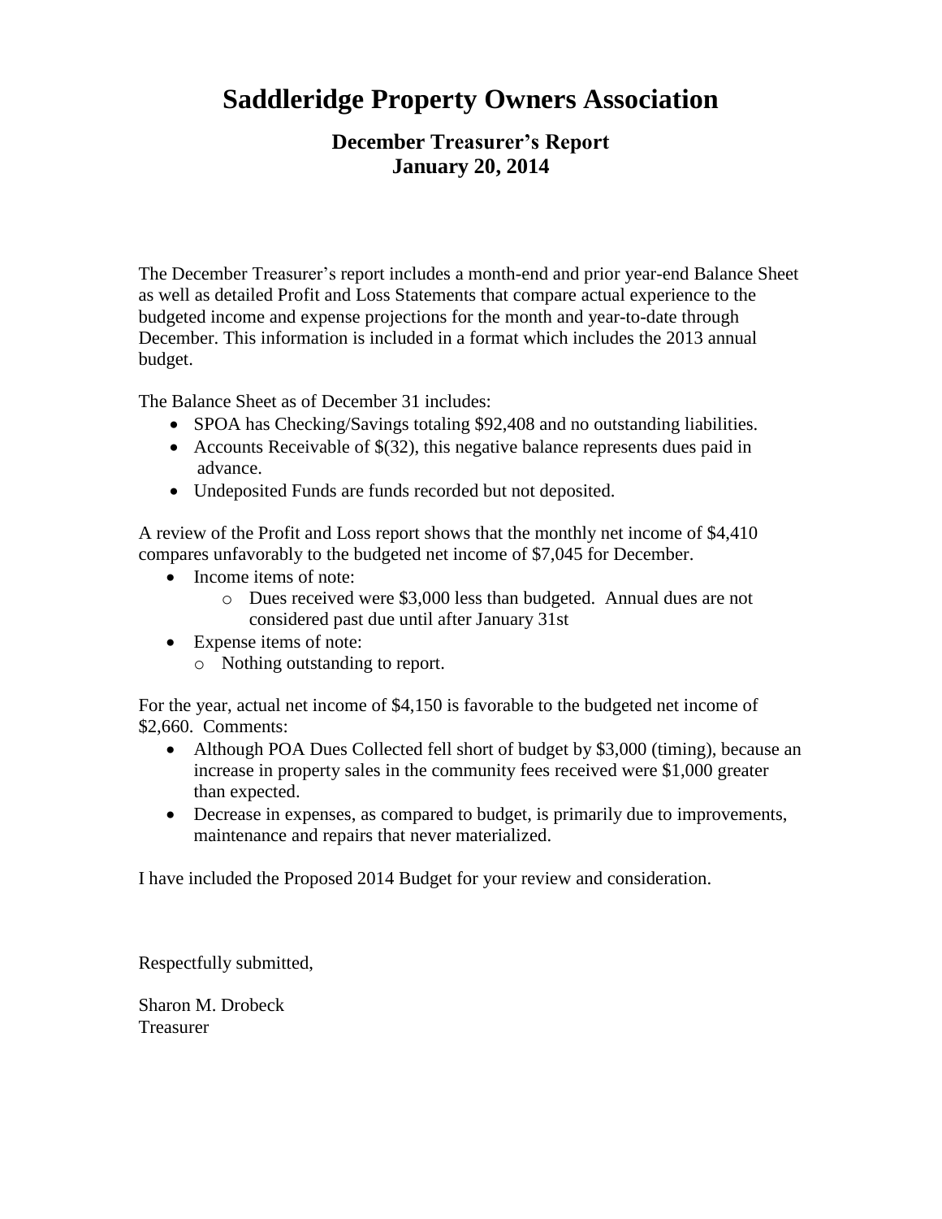# Saddleridge Property Owners Association

## December Treasurer's Report
## January 20, 2014

The December Treasurer's report includes a month-end and prior year-end Balance Sheet as well as detailed Profit and Loss Statements that compare actual experience to the budgeted income and expense projections for the month and year-to-date through December. This information is included in a format which includes the 2013 annual budget.

The Balance Sheet as of December 31 includes:

- SPOA has Checking/Savings totaling $92,408 and no outstanding liabilities.
- Accounts Receivable of $(32), this negative balance represents dues paid in advance.
- Undeposited Funds are funds recorded but not deposited.

A review of the Profit and Loss report shows that the monthly net income of $4,410 compares unfavorably to the budgeted net income of $7,045 for December.

- Income items of note:
  - Dues received were $3,000 less than budgeted. Annual dues are not considered past due until after January 31st
- Expense items of note:
  - Nothing outstanding to report.

For the year, actual net income of $4,150 is favorable to the budgeted net income of $2,660. Comments:

- Although POA Dues Collected fell short of budget by $3,000 (timing), because an increase in property sales in the community fees received were $1,000 greater than expected.
- Decrease in expenses, as compared to budget, is primarily due to improvements, maintenance and repairs that never materialized.

I have included the Proposed 2014 Budget for your review and consideration.

Respectfully submitted,

Sharon M. Drobeck
Treasurer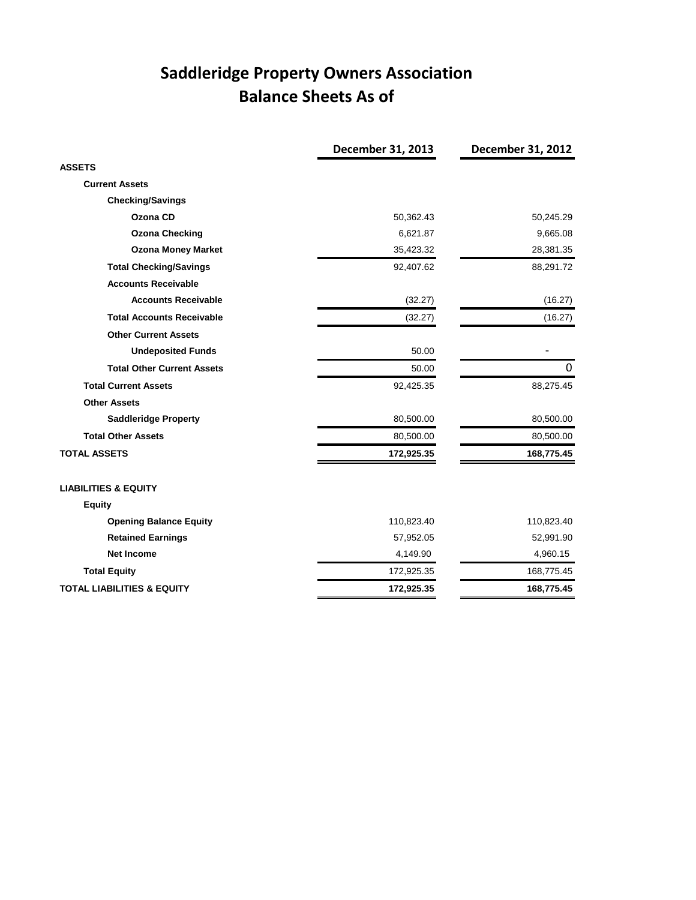# Saddleridge Property Owners Association
## Balance Sheets As of

| | December 31, 2013 | December 31, 2012 |
|---|---|---|
| **ASSETS** | | |
| **Current Assets** | | |
| **Checking/Savings** | | |
| **Ozona CD** | 50,362.43 | 50,245.29 |
| **Ozona Checking** | 6,621.87 | 9,665.08 |
| **Ozona Money Market** | 35,423.32 | 28,381.35 |
| **Total Checking/Savings** | 92,407.62 | 88,291.72 |
| **Accounts Receivable** | | |
| **Accounts Receivable** | (32.27) | (16.27) |
| **Total Accounts Receivable** | (32.27) | (16.27) |
| **Other Current Assets** | | |
| **Undeposited Funds** | 50.00 | - |
| **Total Other Current Assets** | 50.00 | 0 |
| **Total Current Assets** | 92,425.35 | 88,275.45 |
| **Other Assets** | | |
| **Saddleridge Property** | 80,500.00 | 80,500.00 |
| **Total Other Assets** | 80,500.00 | 80,500.00 |
| **TOTAL ASSETS** | **172,925.35** | **168,775.45** |
| | | |
| **LIABILITIES & EQUITY** | | |
| **Equity** | | |
| **Opening Balance Equity** | 110,823.40 | 110,823.40 |
| **Retained Earnings** | 57,952.05 | 52,991.90 |
| **Net Income** | 4,149.90 | 4,960.15 |
| **Total Equity** | 172,925.35 | 168,775.45 |
| **TOTAL LIABILITIES & EQUITY** | **172,925.35** | **168,775.45** |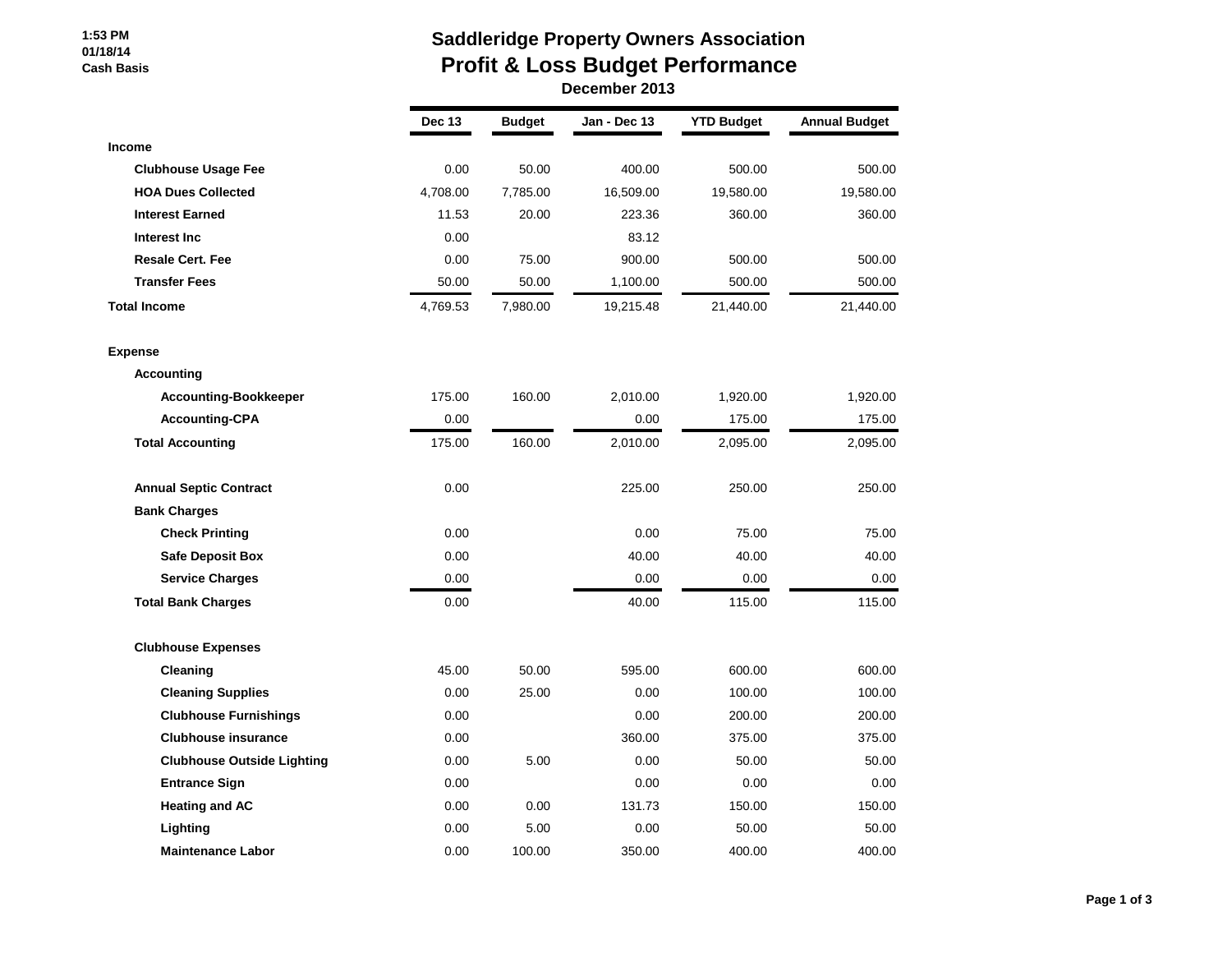# Saddleridge Property Owners Association

## Profit & Loss Budget Performance

### December 2013

1:53 PM
01/18/14
Cash Basis

| | Dec 13 | Budget | Jan - Dec 13 | YTD Budget | Annual Budget |
|---|---|---|---|---|---|
| **Income** | | | | | |
| **Clubhouse Usage Fee** | 0.00 | 50.00 | 400.00 | 500.00 | 500.00 |
| **HOA Dues Collected** | 4,708.00 | 7,785.00 | 16,509.00 | 19,580.00 | 19,580.00 |
| **Interest Earned** | 11.53 | 20.00 | 223.36 | 360.00 | 360.00 |
| **Interest Inc** | 0.00 | | 83.12 | | |
| **Resale Cert. Fee** | 0.00 | 75.00 | 900.00 | 500.00 | 500.00 |
| **Transfer Fees** | 50.00 | 50.00 | 1,100.00 | 500.00 | 500.00 |
| **Total Income** | 4,769.53 | 7,980.00 | 19,215.48 | 21,440.00 | 21,440.00 |
| **Expense** | | | | | |
| **Accounting** | | | | | |
| **Accounting-Bookkeeper** | 175.00 | 160.00 | 2,010.00 | 1,920.00 | 1,920.00 |
| **Accounting-CPA** | 0.00 | | 0.00 | 175.00 | 175.00 |
| **Total Accounting** | 175.00 | 160.00 | 2,010.00 | 2,095.00 | 2,095.00 |
| **Annual Septic Contract** | 0.00 | | 225.00 | 250.00 | 250.00 |
| **Bank Charges** | | | | | |
| **Check Printing** | 0.00 | | 0.00 | 75.00 | 75.00 |
| **Safe Deposit Box** | 0.00 | | 40.00 | 40.00 | 40.00 |
| **Service Charges** | 0.00 | | 0.00 | 0.00 | 0.00 |
| **Total Bank Charges** | 0.00 | | 40.00 | 115.00 | 115.00 |
| **Clubhouse Expenses** | | | | | |
| **Cleaning** | 45.00 | 50.00 | 595.00 | 600.00 | 600.00 |
| **Cleaning Supplies** | 0.00 | 25.00 | 0.00 | 100.00 | 100.00 |
| **Clubhouse Furnishings** | 0.00 | | 0.00 | 200.00 | 200.00 |
| **Clubhouse insurance** | 0.00 | | 360.00 | 375.00 | 375.00 |
| **Clubhouse Outside Lighting** | 0.00 | 5.00 | 0.00 | 50.00 | 50.00 |
| **Entrance Sign** | 0.00 | | 0.00 | 0.00 | 0.00 |
| **Heating and AC** | 0.00 | 0.00 | 131.73 | 150.00 | 150.00 |
| **Lighting** | 0.00 | 5.00 | 0.00 | 50.00 | 50.00 |
| **Maintenance Labor** | 0.00 | 100.00 | 350.00 | 400.00 | 400.00 |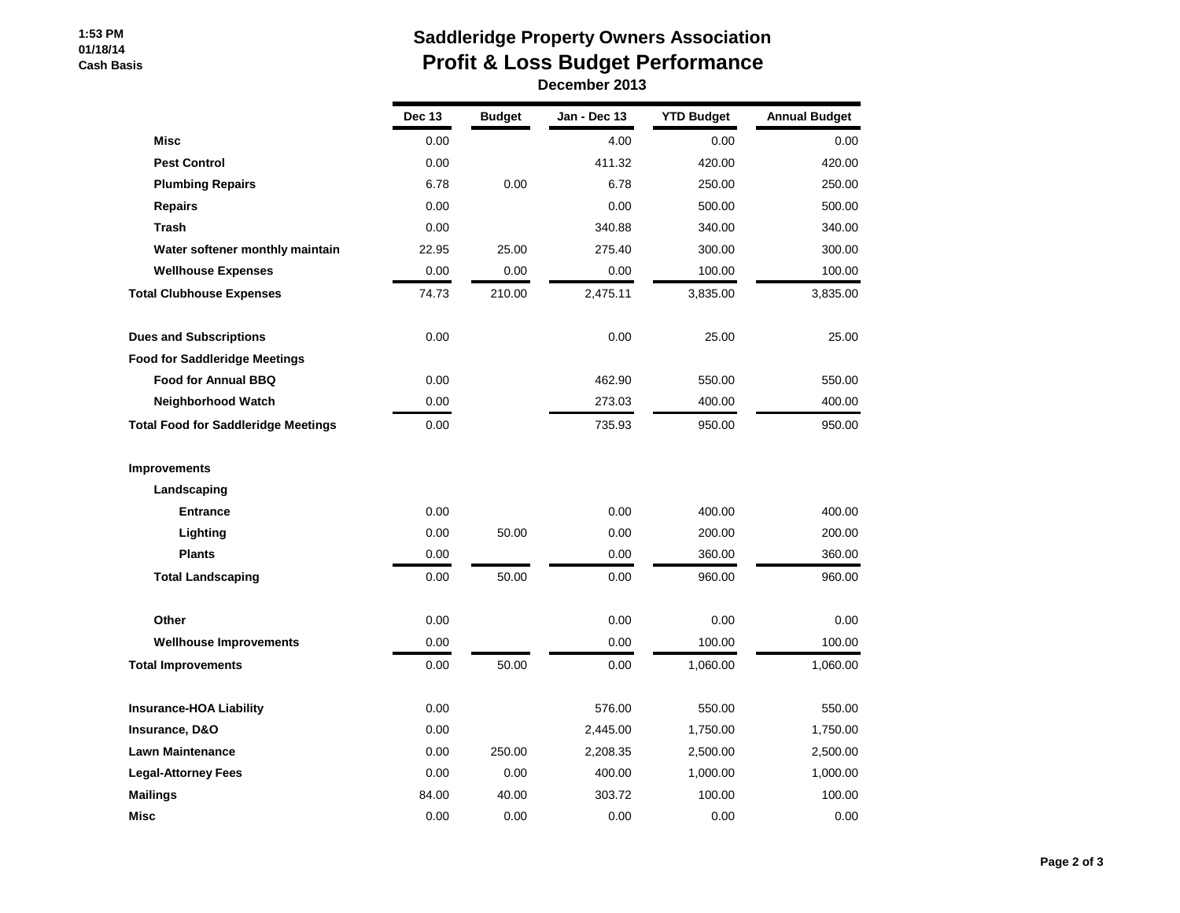# Saddleridge Property Owners Association
## Profit & Loss Budget Performance
### December 2013

1:53 PM
01/18/14
Cash Basis

| | Dec 13 | Budget | Jan - Dec 13 | YTD Budget | Annual Budget |
|---|---|---|---|---|---|
| **Misc** | 0.00 | | 4.00 | 0.00 | 0.00 |
| **Pest Control** | 0.00 | | 411.32 | 420.00 | 420.00 |
| **Plumbing Repairs** | 6.78 | 0.00 | 6.78 | 250.00 | 250.00 |
| **Repairs** | 0.00 | | 0.00 | 500.00 | 500.00 |
| **Trash** | 0.00 | | 340.88 | 340.00 | 340.00 |
| **Water softener monthly maintain** | 22.95 | 25.00 | 275.40 | 300.00 | 300.00 |
| **Wellhouse Expenses** | 0.00 | 0.00 | 0.00 | 100.00 | 100.00 |
| **Total Clubhouse Expenses** | 74.73 | 210.00 | 2,475.11 | 3,835.00 | 3,835.00 |
| | | | | | |
| **Dues and Subscriptions** | 0.00 | | 0.00 | 25.00 | 25.00 |
| **Food for Saddleridge Meetings** | | | | | |
| **Food for Annual BBQ** | 0.00 | | 462.90 | 550.00 | 550.00 |
| **Neighborhood Watch** | 0.00 | | 273.03 | 400.00 | 400.00 |
| **Total Food for Saddleridge Meetings** | 0.00 | | 735.93 | 950.00 | 950.00 |
| | | | | | |
| **Improvements** | | | | | |
| **Landscaping** | | | | | |
| **Entrance** | 0.00 | | 0.00 | 400.00 | 400.00 |
| **Lighting** | 0.00 | 50.00 | 0.00 | 200.00 | 200.00 |
| **Plants** | 0.00 | | 0.00 | 360.00 | 360.00 |
| **Total Landscaping** | 0.00 | 50.00 | 0.00 | 960.00 | 960.00 |
| | | | | | |
| **Other** | 0.00 | | 0.00 | 0.00 | 0.00 |
| **Wellhouse Improvements** | 0.00 | | 0.00 | 100.00 | 100.00 |
| **Total Improvements** | 0.00 | 50.00 | 0.00 | 1,060.00 | 1,060.00 |
| | | | | | |
| **Insurance-HOA Liability** | 0.00 | | 576.00 | 550.00 | 550.00 |
| **Insurance, D&O** | 0.00 | | 2,445.00 | 1,750.00 | 1,750.00 |
| **Lawn Maintenance** | 0.00 | 250.00 | 2,208.35 | 2,500.00 | 2,500.00 |
| **Legal-Attorney Fees** | 0.00 | 0.00 | 400.00 | 1,000.00 | 1,000.00 |
| **Mailings** | 84.00 | 40.00 | 303.72 | 100.00 | 100.00 |
| **Misc** | 0.00 | 0.00 | 0.00 | 0.00 | 0.00 |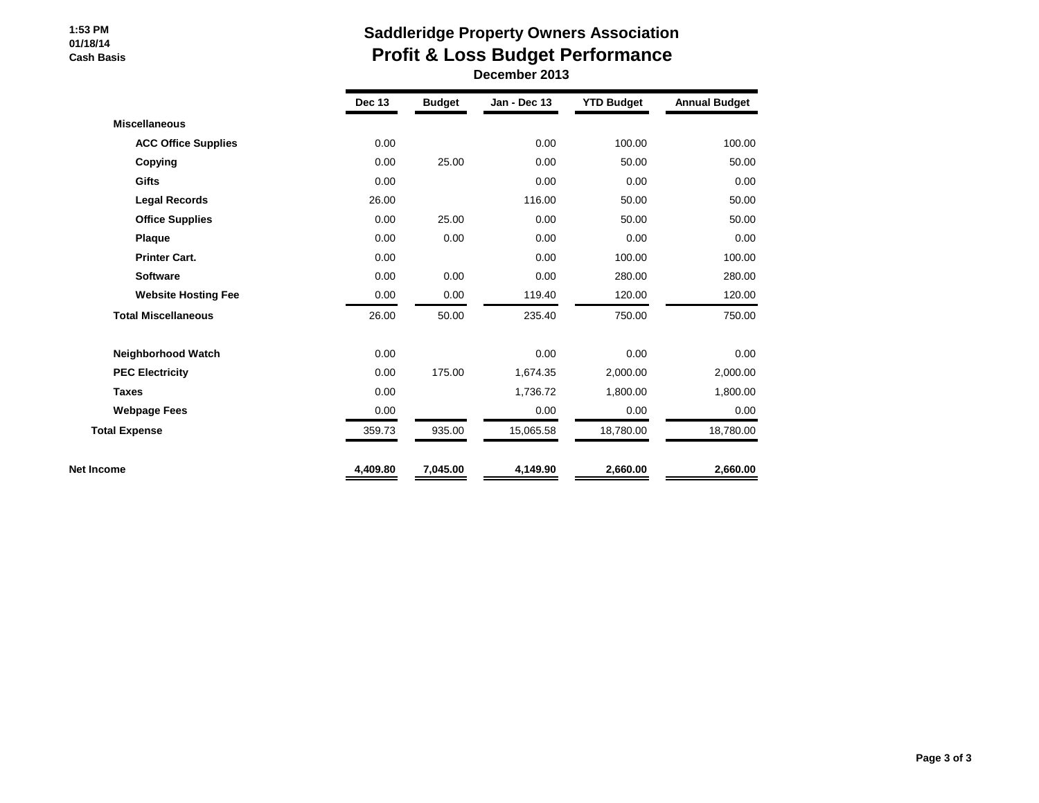1:53 PM
01/18/14
Cash Basis

# Saddleridge Property Owners Association
## Profit & Loss Budget Performance
### December 2013

| | Dec 13 | Budget | Jan - Dec 13 | YTD Budget | Annual Budget |
|---|---|---|---|---|---|
| **Miscellaneous** | | | | | |
| **ACC Office Supplies** | 0.00 | | 0.00 | 100.00 | 100.00 |
| **Copying** | 0.00 | 25.00 | 0.00 | 50.00 | 50.00 |
| **Gifts** | 0.00 | | 0.00 | 0.00 | 0.00 |
| **Legal Records** | 26.00 | | 116.00 | 50.00 | 50.00 |
| **Office Supplies** | 0.00 | 25.00 | 0.00 | 50.00 | 50.00 |
| **Plaque** | 0.00 | 0.00 | 0.00 | 0.00 | 0.00 |
| **Printer Cart.** | 0.00 | | 0.00 | 100.00 | 100.00 |
| **Software** | 0.00 | 0.00 | 0.00 | 280.00 | 280.00 |
| **Website Hosting Fee** | 0.00 | 0.00 | 119.40 | 120.00 | 120.00 |
| **Total Miscellaneous** | 26.00 | 50.00 | 235.40 | 750.00 | 750.00 |
| **Neighborhood Watch** | 0.00 | | 0.00 | 0.00 | 0.00 |
| **PEC Electricity** | 0.00 | 175.00 | 1,674.35 | 2,000.00 | 2,000.00 |
| **Taxes** | 0.00 | | 1,736.72 | 1,800.00 | 1,800.00 |
| **Webpage Fees** | 0.00 | | 0.00 | 0.00 | 0.00 |
| **Total Expense** | 359.73 | 935.00 | 15,065.58 | 18,780.00 | 18,780.00 |
| **Net Income** | **4,409.80** | **7,045.00** | **4,149.90** | **2,660.00** | **2,660.00** |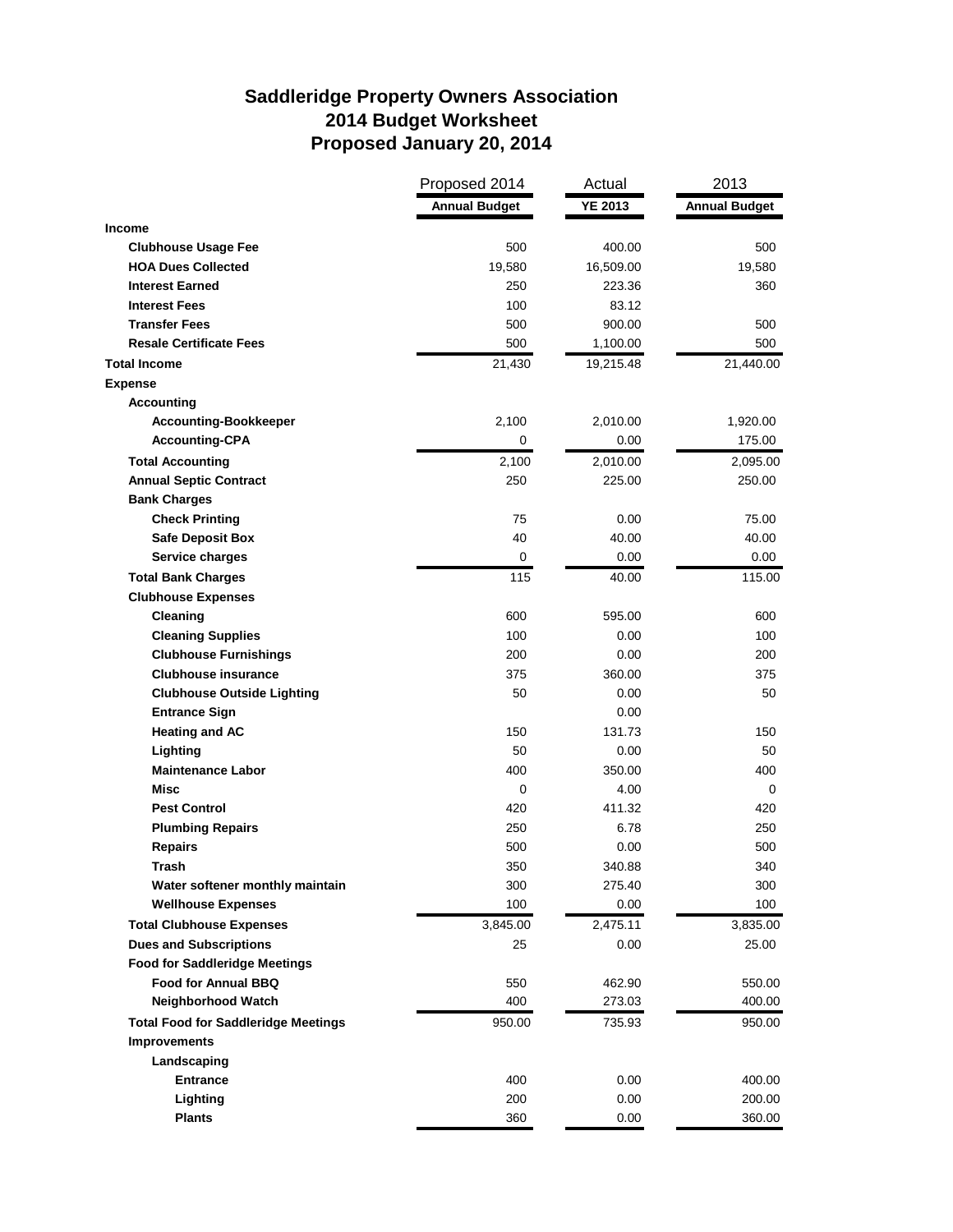# Saddleridge Property Owners Association
## 2014 Budget Worksheet
## Proposed January 20, 2014

| | Proposed 2014 | Actual | 2013 |
|---|---|---|---|
| | **Annual Budget** | **YE 2013** | **Annual Budget** |
| **Income** | | | |
| **Clubhouse Usage Fee** | 500 | 400.00 | 500 |
| **HOA Dues Collected** | 19,580 | 16,509.00 | 19,580 |
| **Interest Earned** | 250 | 223.36 | 360 |
| **Interest Fees** | 100 | 83.12 | |
| **Transfer Fees** | 500 | 900.00 | 500 |
| **Resale Certificate Fees** | 500 | 1,100.00 | 500 |
| **Total Income** | 21,430 | 19,215.48 | 21,440.00 |
| **Expense** | | | |
| **Accounting** | | | |
| **Accounting-Bookkeeper** | 2,100 | 2,010.00 | 1,920.00 |
| **Accounting-CPA** | 0 | 0.00 | 175.00 |
| **Total Accounting** | 2,100 | 2,010.00 | 2,095.00 |
| **Annual Septic Contract** | 250 | 225.00 | 250.00 |
| **Bank Charges** | | | |
| **Check Printing** | 75 | 0.00 | 75.00 |
| **Safe Deposit Box** | 40 | 40.00 | 40.00 |
| **Service charges** | 0 | 0.00 | 0.00 |
| **Total Bank Charges** | 115 | 40.00 | 115.00 |
| **Clubhouse Expenses** | | | |
| **Cleaning** | 600 | 595.00 | 600 |
| **Cleaning Supplies** | 100 | 0.00 | 100 |
| **Clubhouse Furnishings** | 200 | 0.00 | 200 |
| **Clubhouse insurance** | 375 | 360.00 | 375 |
| **Clubhouse Outside Lighting** | 50 | 0.00 | 50 |
| **Entrance Sign** | | 0.00 | |
| **Heating and AC** | 150 | 131.73 | 150 |
| **Lighting** | 50 | 0.00 | 50 |
| **Maintenance Labor** | 400 | 350.00 | 400 |
| **Misc** | 0 | 4.00 | 0 |
| **Pest Control** | 420 | 411.32 | 420 |
| **Plumbing Repairs** | 250 | 6.78 | 250 |
| **Repairs** | 500 | 0.00 | 500 |
| **Trash** | 350 | 340.88 | 340 |
| **Water softener monthly maintain** | 300 | 275.40 | 300 |
| **Wellhouse Expenses** | 100 | 0.00 | 100 |
| **Total Clubhouse Expenses** | 3,845.00 | 2,475.11 | 3,835.00 |
| **Dues and Subscriptions** | 25 | 0.00 | 25.00 |
| **Food for Saddleridge Meetings** | | | |
| **Food for Annual BBQ** | 550 | 462.90 | 550.00 |
| **Neighborhood Watch** | 400 | 273.03 | 400.00 |
| **Total Food for Saddleridge Meetings** | 950.00 | 735.93 | 950.00 |
| **Improvements** | | | |
| **Landscaping** | | | |
| **Entrance** | 400 | 0.00 | 400.00 |
| **Lighting** | 200 | 0.00 | 200.00 |
| **Plants** | 360 | 0.00 | 360.00 |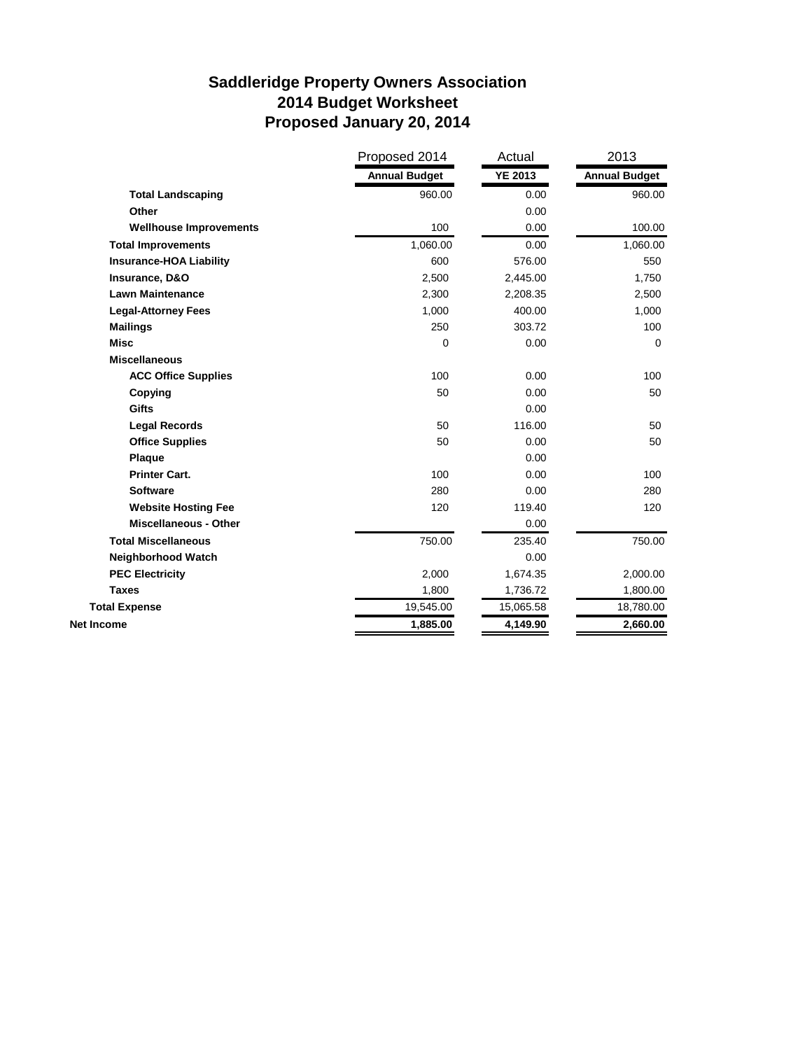# Saddleridge Property Owners Association
## 2014 Budget Worksheet
## Proposed January 20, 2014

| | Proposed 2014 | Actual | 2013 |
|---|---|---|---|
| | **Annual Budget** | **YE 2013** | **Annual Budget** |
| **Total Landscaping** | 960.00 | 0.00 | 960.00 |
| **Other** | | 0.00 | |
| **Wellhouse Improvements** | 100 | 0.00 | 100.00 |
| **Total Improvements** | 1,060.00 | 0.00 | 1,060.00 |
| **Insurance-HOA Liability** | 600 | 576.00 | 550 |
| **Insurance, D&O** | 2,500 | 2,445.00 | 1,750 |
| **Lawn Maintenance** | 2,300 | 2,208.35 | 2,500 |
| **Legal-Attorney Fees** | 1,000 | 400.00 | 1,000 |
| **Mailings** | 250 | 303.72 | 100 |
| **Misc** | 0 | 0.00 | 0 |
| **Miscellaneous** | | | |
| **ACC Office Supplies** | 100 | 0.00 | 100 |
| **Copying** | 50 | 0.00 | 50 |
| **Gifts** | | 0.00 | |
| **Legal Records** | 50 | 116.00 | 50 |
| **Office Supplies** | 50 | 0.00 | 50 |
| **Plaque** | | 0.00 | |
| **Printer Cart.** | 100 | 0.00 | 100 |
| **Software** | 280 | 0.00 | 280 |
| **Website Hosting Fee** | 120 | 119.40 | 120 |
| **Miscellaneous - Other** | | 0.00 | |
| **Total Miscellaneous** | 750.00 | 235.40 | 750.00 |
| **Neighborhood Watch** | | 0.00 | |
| **PEC Electricity** | 2,000 | 1,674.35 | 2,000.00 |
| **Taxes** | 1,800 | 1,736.72 | 1,800.00 |
| **Total Expense** | 19,545.00 | 15,065.58 | 18,780.00 |
| **Net Income** | **1,885.00** | **4,149.90** | **2,660.00** |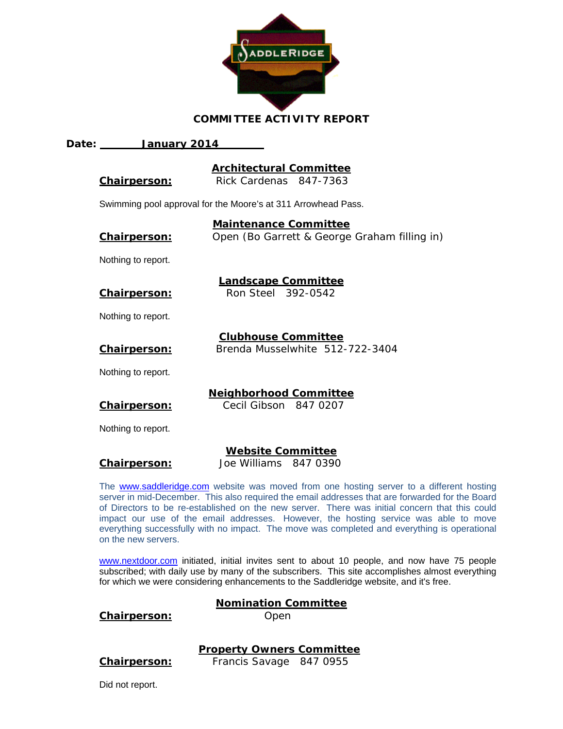# COMMITTEE ACTIVITY REPORT

**Date: January 2014**

## Architectural Committee

**Chairperson:** Rick Cardenas 847-7363

Swimming pool approval for the Moore's at 311 Arrowhead Pass.

## Maintenance Committee

**Chairperson:** Open (Bo Garrett & George Graham filling in)

Nothing to report.

## Landscape Committee

**Chairperson:** Ron Steel 392-0542

Nothing to report.

## Clubhouse Committee

**Chairperson:** Brenda Musselwhite 512-722-3404

Nothing to report.

## Neighborhood Committee

**Chairperson:** Cecil Gibson 847 0207

Nothing to report.

## Website Committee

**Chairperson:** Joe Williams 847 0390

The www.saddleridge.com website was moved from one hosting server to a different hosting server in mid-December. This also required the email addresses that are forwarded for the Board of Directors to be re-established on the new server. There was initial concern that this could impact our use of the email addresses. However, the hosting service was able to move everything successfully with no impact. The move was completed and everything is operational on the new servers.

www.nextdoor.com initiated, initial invites sent to about 10 people, and now have 75 people subscribed; with daily use by many of the subscribers. This site accomplishes almost everything for which we were considering enhancements to the Saddleridge website, and it's free.

## Nomination Committee

**Chairperson:** Open

## Property Owners Committee

**Chairperson:** Francis Savage 847 0955

Did not report.